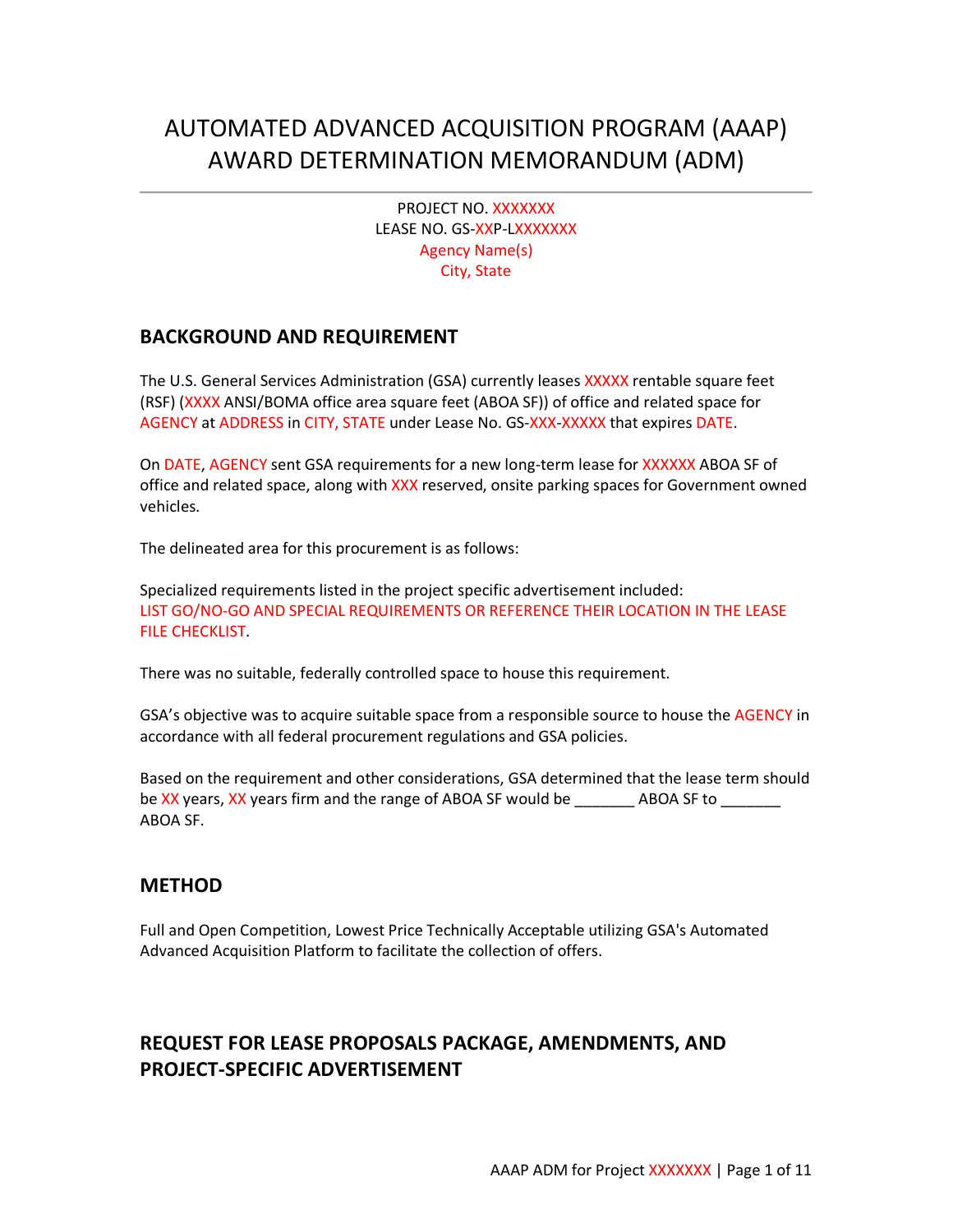# AUTOMATED ADVANCED ACQUISITION PROGRAM (AAAP) AWARD DETERMINATION MEMORANDUM (ADM)

PROJECT NO. XXXXXXX
LEASE NO. GS-XXP-LXXXXXXX
Agency Name(s)
City, State

## BACKGROUND AND REQUIREMENT

The U.S. General Services Administration (GSA) currently leases XXXXX rentable square feet (RSF) (XXXX ANSI/BOMA office area square feet (ABOA SF)) of office and related space for AGENCY at ADDRESS in CITY, STATE under Lease No. GS-XXX-XXXXX that expires DATE.

On DATE, AGENCY sent GSA requirements for a new long-term lease for XXXXXX ABOA SF of office and related space, along with XXX reserved, onsite parking spaces for Government owned vehicles.

The delineated area for this procurement is as follows:

Specialized requirements listed in the project specific advertisement included:
LIST GO/NO-GO AND SPECIAL REQUIREMENTS OR REFERENCE THEIR LOCATION IN THE LEASE FILE CHECKLIST.

There was no suitable, federally controlled space to house this requirement.

GSA's objective was to acquire suitable space from a responsible source to house the AGENCY in accordance with all federal procurement regulations and GSA policies.

Based on the requirement and other considerations, GSA determined that the lease term should be XX years, XX years firm and the range of ABOA SF would be _______ ABOA SF to _______ ABOA SF.

## METHOD

Full and Open Competition, Lowest Price Technically Acceptable utilizing GSA's Automated Advanced Acquisition Platform to facilitate the collection of offers.

## REQUEST FOR LEASE PROPOSALS PACKAGE, AMENDMENTS, AND PROJECT-SPECIFIC ADVERTISEMENT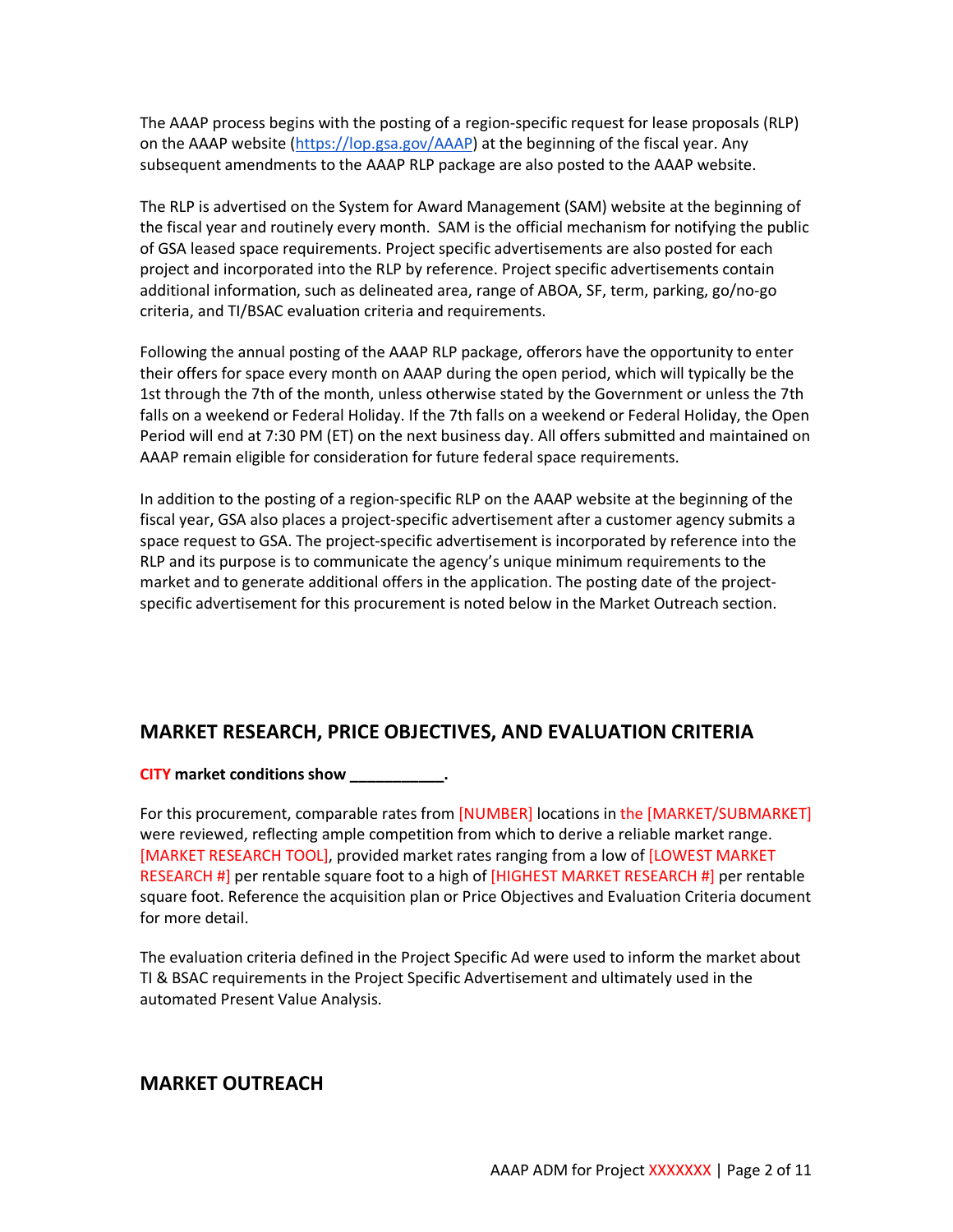The AAAP process begins with the posting of a region-specific request for lease proposals (RLP) on the AAAP website (https://lop.gsa.gov/AAAP) at the beginning of the fiscal year. Any subsequent amendments to the AAAP RLP package are also posted to the AAAP website.

The RLP is advertised on the System for Award Management (SAM) website at the beginning of the fiscal year and routinely every month. SAM is the official mechanism for notifying the public of GSA leased space requirements. Project specific advertisements are also posted for each project and incorporated into the RLP by reference. Project specific advertisements contain additional information, such as delineated area, range of ABOA, SF, term, parking, go/no-go criteria, and TI/BSAC evaluation criteria and requirements.

Following the annual posting of the AAAP RLP package, offerors have the opportunity to enter their offers for space every month on AAAP during the open period, which will typically be the 1st through the 7th of the month, unless otherwise stated by the Government or unless the 7th falls on a weekend or Federal Holiday. If the 7th falls on a weekend or Federal Holiday, the Open Period will end at 7:30 PM (ET) on the next business day. All offers submitted and maintained on AAAP remain eligible for consideration for future federal space requirements.

In addition to the posting of a region-specific RLP on the AAAP website at the beginning of the fiscal year, GSA also places a project-specific advertisement after a customer agency submits a space request to GSA. The project-specific advertisement is incorporated by reference into the RLP and its purpose is to communicate the agency's unique minimum requirements to the market and to generate additional offers in the application. The posting date of the project-specific advertisement for this procurement is noted below in the Market Outreach section.

## MARKET RESEARCH, PRICE OBJECTIVES, AND EVALUATION CRITERIA

**CITY market conditions show ___________.**

For this procurement, comparable rates from [NUMBER] locations in the [MARKET/SUBMARKET] were reviewed, reflecting ample competition from which to derive a reliable market range. [MARKET RESEARCH TOOL], provided market rates ranging from a low of [LOWEST MARKET RESEARCH #] per rentable square foot to a high of [HIGHEST MARKET RESEARCH #] per rentable square foot. Reference the acquisition plan or Price Objectives and Evaluation Criteria document for more detail.

The evaluation criteria defined in the Project Specific Ad were used to inform the market about TI & BSAC requirements in the Project Specific Advertisement and ultimately used in the automated Present Value Analysis.

## MARKET OUTREACH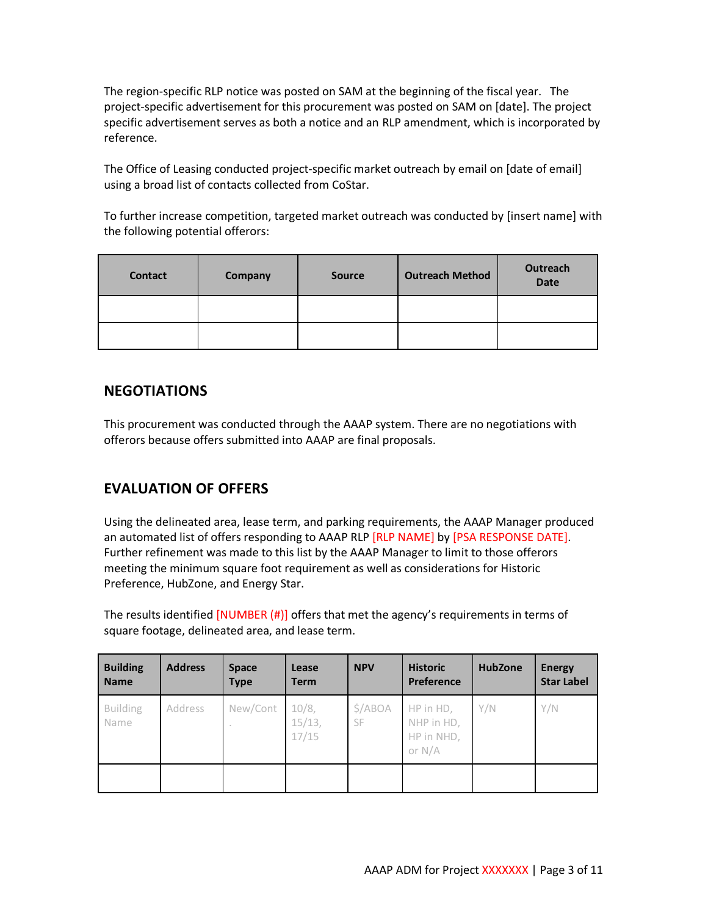The region-specific RLP notice was posted on SAM at the beginning of the fiscal year. The project-specific advertisement for this procurement was posted on SAM on [date]. The project specific advertisement serves as both a notice and an RLP amendment, which is incorporated by reference.

The Office of Leasing conducted project-specific market outreach by email on [date of email] using a broad list of contacts collected from CoStar.

To further increase competition, targeted market outreach was conducted by [insert name] with the following potential offerors:

| Contact | Company | Source | Outreach Method | Outreach Date |
|---|---|---|---|---|
| | | | | |
| | | | | |

## NEGOTIATIONS

This procurement was conducted through the AAAP system. There are no negotiations with offerors because offers submitted into AAAP are final proposals.

## EVALUATION OF OFFERS

Using the delineated area, lease term, and parking requirements, the AAAP Manager produced an automated list of offers responding to AAAP RLP [RLP NAME] by [PSA RESPONSE DATE]. Further refinement was made to this list by the AAAP Manager to limit to those offerors meeting the minimum square foot requirement as well as considerations for Historic Preference, HubZone, and Energy Star.

The results identified [NUMBER (#)] offers that met the agency's requirements in terms of square footage, delineated area, and lease term.

| Building Name | Address | Space Type | Lease Term | NPV | Historic Preference | HubZone | Energy Star Label |
|---|---|---|---|---|---|---|---|
| Building Name | Address | New/Cont. | 10/8, 15/13, 17/15 | $/ABOA SF | HP in HD, NHP in HD, HP in NHD, or N/A | Y/N | Y/N |
| | | | | | | | |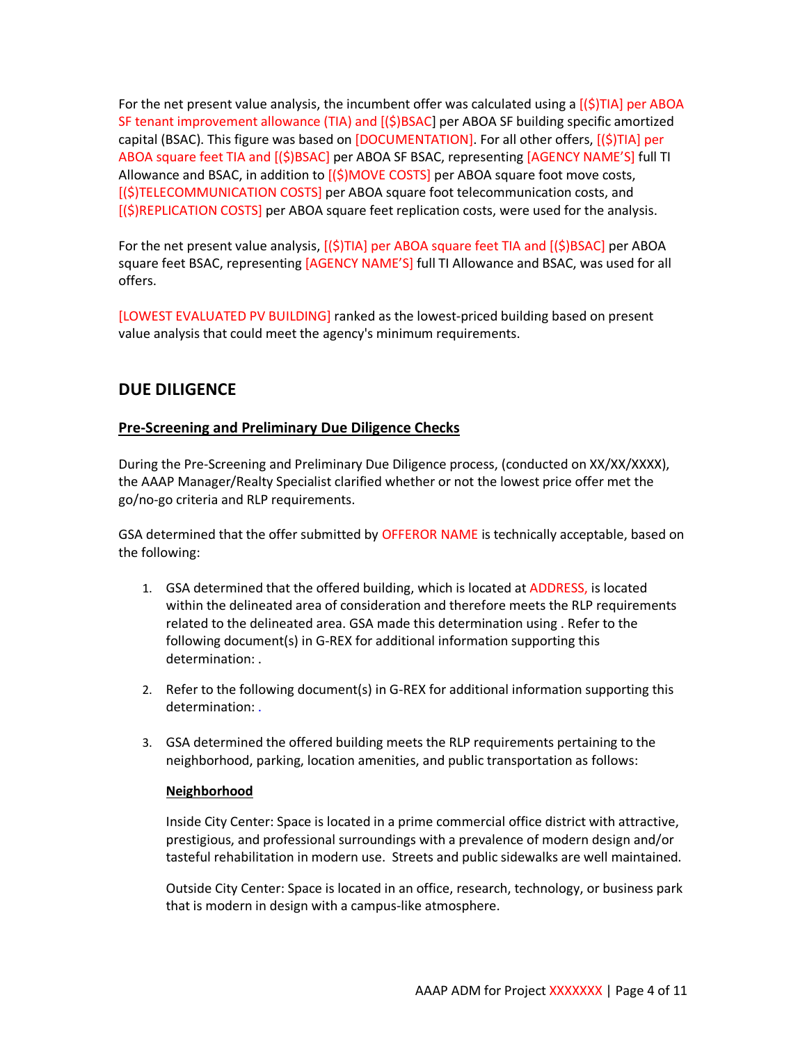For the net present value analysis, the incumbent offer was calculated using a [($)TIA] per ABOA SF tenant improvement allowance (TIA) and [($)BSAC] per ABOA SF building specific amortized capital (BSAC). This figure was based on [DOCUMENTATION]. For all other offers, [($)TIA] per ABOA square feet TIA and [($)BSAC] per ABOA SF BSAC, representing [AGENCY NAME'S] full TI Allowance and BSAC, in addition to [($)MOVE COSTS] per ABOA square foot move costs, [($)TELECOMMUNICATION COSTS] per ABOA square foot telecommunication costs, and [($)REPLICATION COSTS] per ABOA square feet replication costs, were used for the analysis.

For the net present value analysis, [($)TIA] per ABOA square feet TIA and [($)BSAC] per ABOA square feet BSAC, representing [AGENCY NAME'S] full TI Allowance and BSAC, was used for all offers.

[LOWEST EVALUATED PV BUILDING] ranked as the lowest-priced building based on present value analysis that could meet the agency's minimum requirements.

## DUE DILIGENCE

### Pre-Screening and Preliminary Due Diligence Checks

During the Pre-Screening and Preliminary Due Diligence process, (conducted on XX/XX/XXXX), the AAAP Manager/Realty Specialist clarified whether or not the lowest price offer met the go/no-go criteria and RLP requirements.

GSA determined that the offer submitted by OFFEROR NAME is technically acceptable, based on the following:

1. GSA determined that the offered building, which is located at ADDRESS, is located within the delineated area of consideration and therefore meets the RLP requirements related to the delineated area. GSA made this determination using . Refer to the following document(s) in G-REX for additional information supporting this determination: .

2. Refer to the following document(s) in G-REX for additional information supporting this determination: .

3. GSA determined the offered building meets the RLP requirements pertaining to the neighborhood, parking, location amenities, and public transportation as follows:

   **Neighborhood**

   Inside City Center: Space is located in a prime commercial office district with attractive, prestigious, and professional surroundings with a prevalence of modern design and/or tasteful rehabilitation in modern use. Streets and public sidewalks are well maintained.

   Outside City Center: Space is located in an office, research, technology, or business park that is modern in design with a campus-like atmosphere.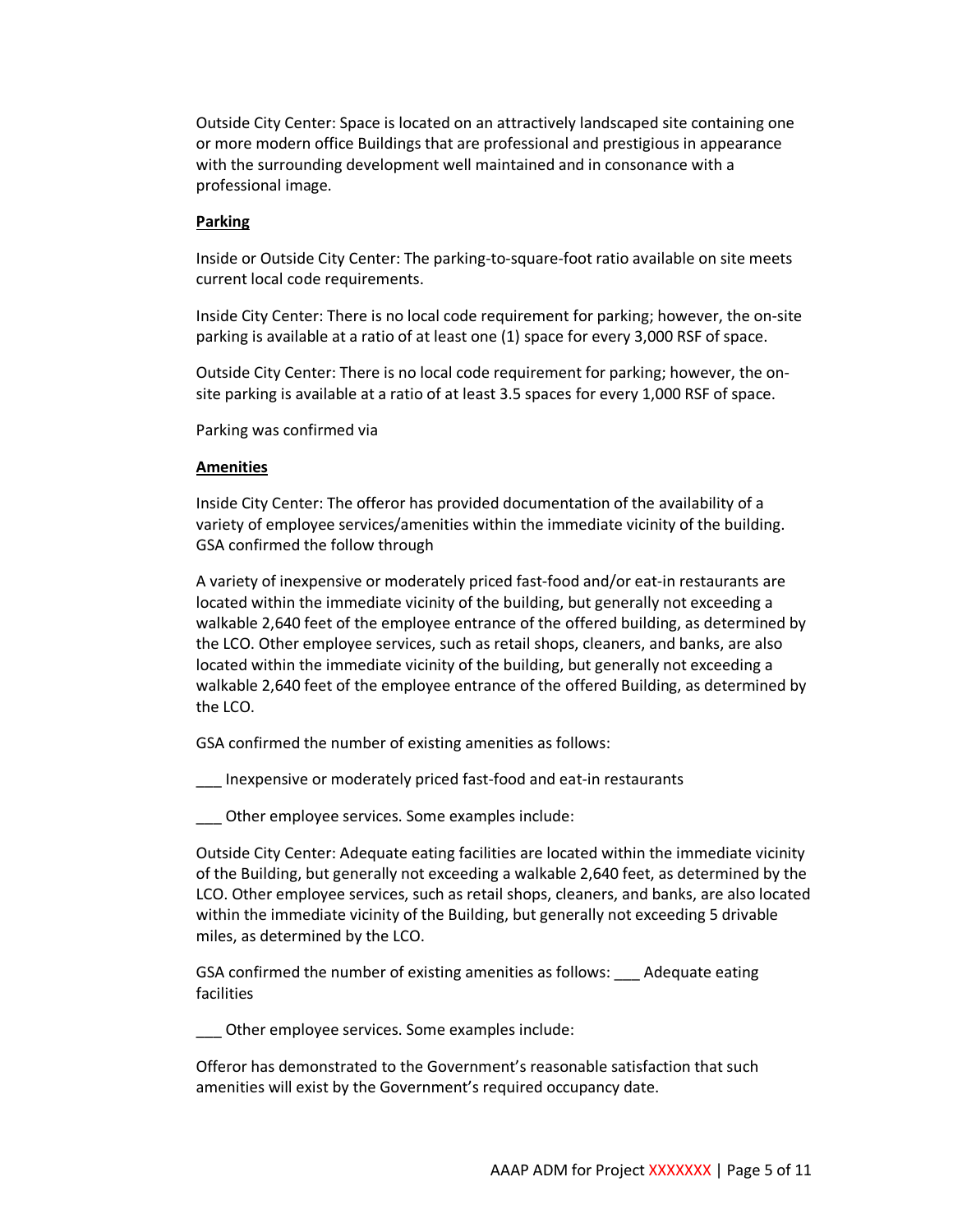Outside City Center: Space is located on an attractively landscaped site containing one or more modern office Buildings that are professional and prestigious in appearance with the surrounding development well maintained and in consonance with a professional image.

**Parking**

Inside or Outside City Center: The parking-to-square-foot ratio available on site meets current local code requirements.

Inside City Center: There is no local code requirement for parking; however, the on-site parking is available at a ratio of at least one (1) space for every 3,000 RSF of space.

Outside City Center: There is no local code requirement for parking; however, the on-site parking is available at a ratio of at least 3.5 spaces for every 1,000 RSF of space.

Parking was confirmed via

**Amenities**

Inside City Center: The offeror has provided documentation of the availability of a variety of employee services/amenities within the immediate vicinity of the building. GSA confirmed the follow through

A variety of inexpensive or moderately priced fast-food and/or eat-in restaurants are located within the immediate vicinity of the building, but generally not exceeding a walkable 2,640 feet of the employee entrance of the offered building, as determined by the LCO. Other employee services, such as retail shops, cleaners, and banks, are also located within the immediate vicinity of the building, but generally not exceeding a walkable 2,640 feet of the employee entrance of the offered Building, as determined by the LCO.

GSA confirmed the number of existing amenities as follows:

___ Inexpensive or moderately priced fast-food and eat-in restaurants

___ Other employee services. Some examples include:

Outside City Center: Adequate eating facilities are located within the immediate vicinity of the Building, but generally not exceeding a walkable 2,640 feet, as determined by the LCO. Other employee services, such as retail shops, cleaners, and banks, are also located within the immediate vicinity of the Building, but generally not exceeding 5 drivable miles, as determined by the LCO.

GSA confirmed the number of existing amenities as follows: ___ Adequate eating facilities

___ Other employee services. Some examples include:

Offeror has demonstrated to the Government's reasonable satisfaction that such amenities will exist by the Government's required occupancy date.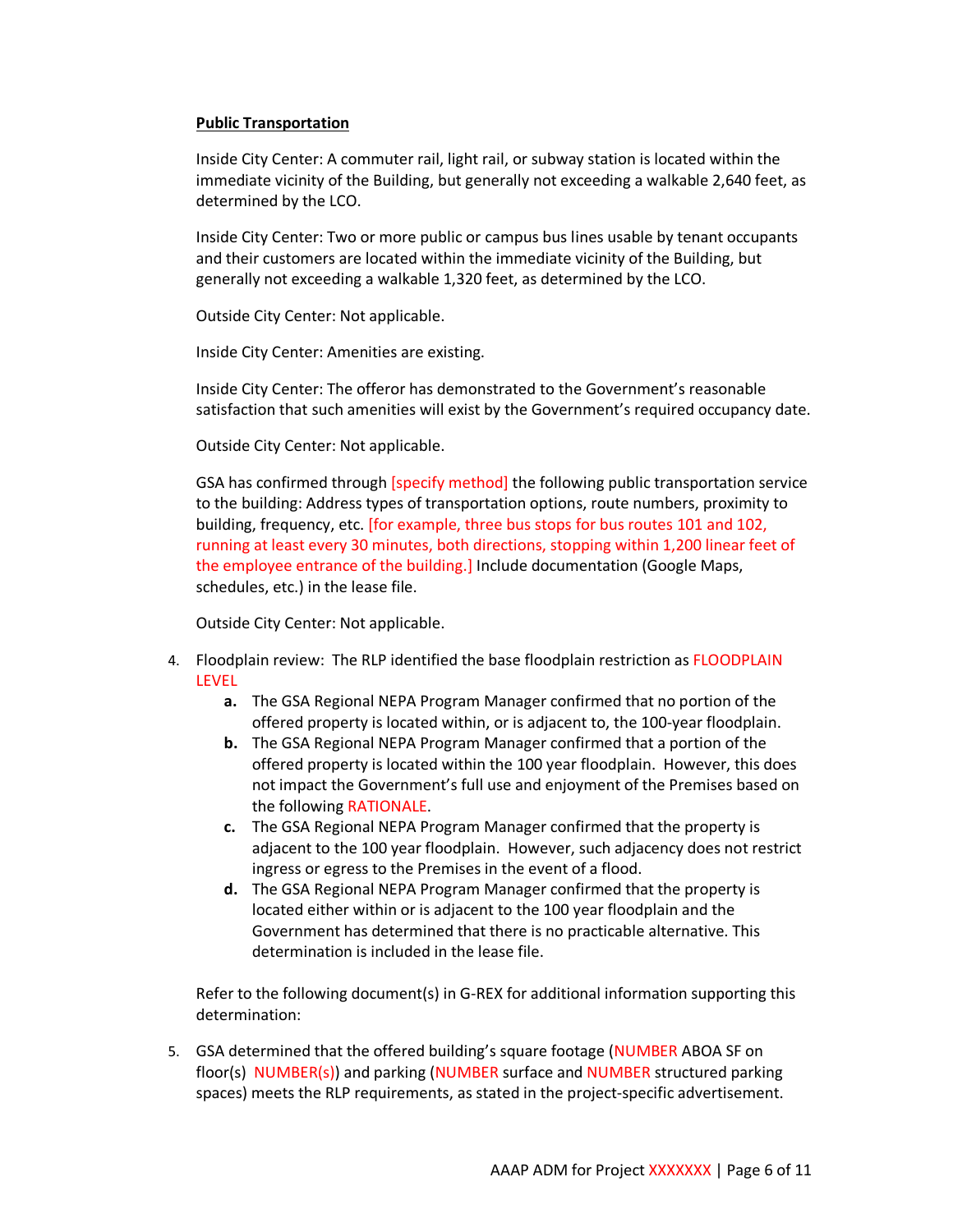**Public Transportation**

Inside City Center: A commuter rail, light rail, or subway station is located within the immediate vicinity of the Building, but generally not exceeding a walkable 2,640 feet, as determined by the LCO.

Inside City Center: Two or more public or campus bus lines usable by tenant occupants and their customers are located within the immediate vicinity of the Building, but generally not exceeding a walkable 1,320 feet, as determined by the LCO.

Outside City Center: Not applicable.

Inside City Center: Amenities are existing.

Inside City Center: The offeror has demonstrated to the Government's reasonable satisfaction that such amenities will exist by the Government's required occupancy date.

Outside City Center: Not applicable.

GSA has confirmed through [specify method] the following public transportation service to the building: Address types of transportation options, route numbers, proximity to building, frequency, etc. [for example, three bus stops for bus routes 101 and 102, running at least every 30 minutes, both directions, stopping within 1,200 linear feet of the employee entrance of the building.] Include documentation (Google Maps, schedules, etc.) in the lease file.

Outside City Center: Not applicable.

4. Floodplain review: The RLP identified the base floodplain restriction as FLOODPLAIN LEVEL
   - **a.** The GSA Regional NEPA Program Manager confirmed that no portion of the offered property is located within, or is adjacent to, the 100-year floodplain.
   - **b.** The GSA Regional NEPA Program Manager confirmed that a portion of the offered property is located within the 100 year floodplain. However, this does not impact the Government's full use and enjoyment of the Premises based on the following RATIONALE.
   - **c.** The GSA Regional NEPA Program Manager confirmed that the property is adjacent to the 100 year floodplain. However, such adjacency does not restrict ingress or egress to the Premises in the event of a flood.
   - **d.** The GSA Regional NEPA Program Manager confirmed that the property is located either within or is adjacent to the 100 year floodplain and the Government has determined that there is no practicable alternative. This determination is included in the lease file.

   Refer to the following document(s) in G-REX for additional information supporting this determination:

5. GSA determined that the offered building's square footage (NUMBER ABOA SF on floor(s) NUMBER(s)) and parking (NUMBER surface and NUMBER structured parking spaces) meets the RLP requirements, as stated in the project-specific advertisement.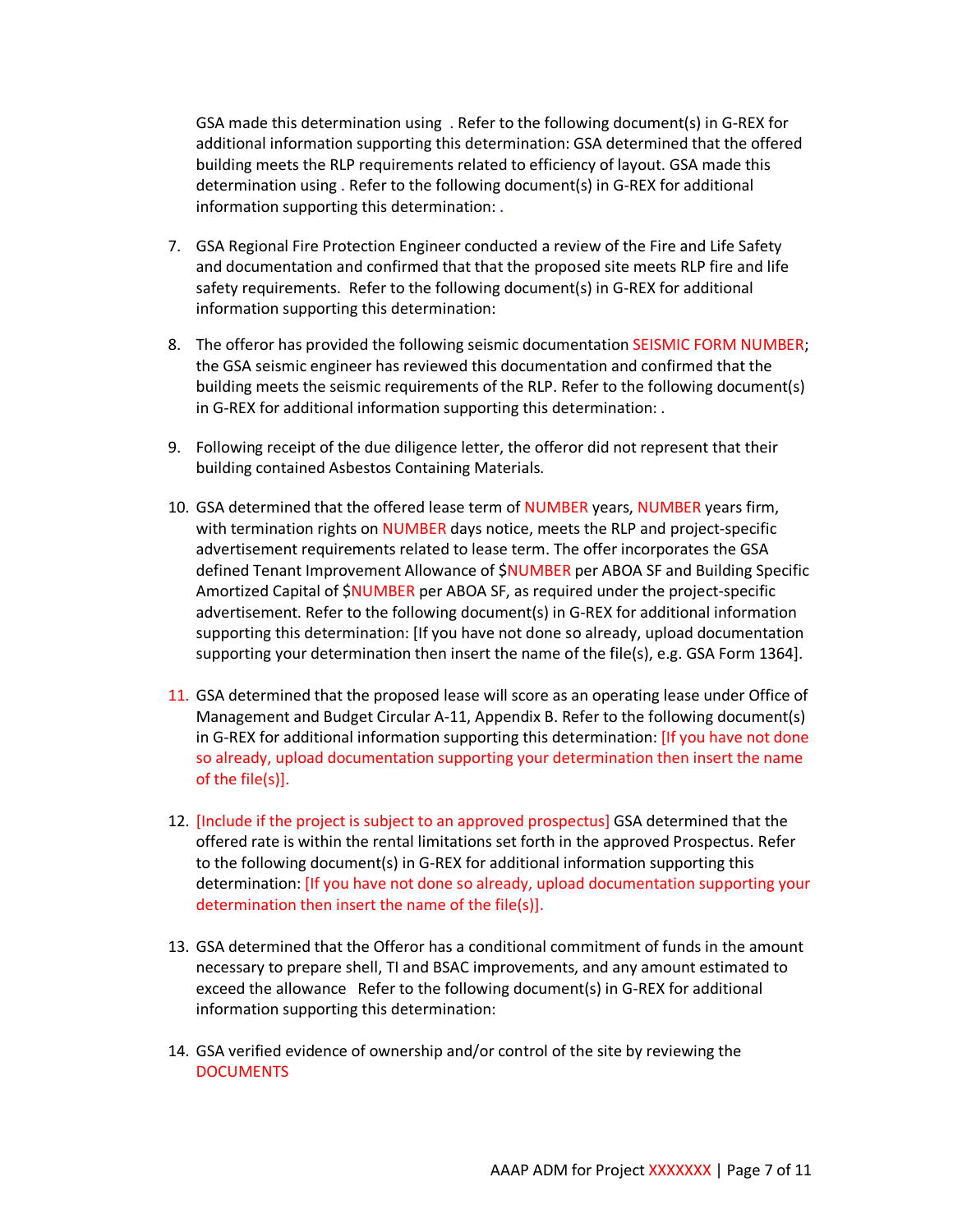GSA made this determination using . Refer to the following document(s) in G-REX for additional information supporting this determination: GSA determined that the offered building meets the RLP requirements related to efficiency of layout. GSA made this determination using . Refer to the following document(s) in G-REX for additional information supporting this determination: .

7. GSA Regional Fire Protection Engineer conducted a review of the Fire and Life Safety and documentation and confirmed that that the proposed site meets RLP fire and life safety requirements. Refer to the following document(s) in G-REX for additional information supporting this determination:

8. The offeror has provided the following seismic documentation SEISMIC FORM NUMBER; the GSA seismic engineer has reviewed this documentation and confirmed that the building meets the seismic requirements of the RLP. Refer to the following document(s) in G-REX for additional information supporting this determination: .

9. Following receipt of the due diligence letter, the offeror did not represent that their building contained Asbestos Containing Materials.

10. GSA determined that the offered lease term of NUMBER years, NUMBER years firm, with termination rights on NUMBER days notice, meets the RLP and project-specific advertisement requirements related to lease term. The offer incorporates the GSA defined Tenant Improvement Allowance of $NUMBER per ABOA SF and Building Specific Amortized Capital of $NUMBER per ABOA SF, as required under the project-specific advertisement. Refer to the following document(s) in G-REX for additional information supporting this determination: [If you have not done so already, upload documentation supporting your determination then insert the name of the file(s), e.g. GSA Form 1364].

11. GSA determined that the proposed lease will score as an operating lease under Office of Management and Budget Circular A-11, Appendix B. Refer to the following document(s) in G-REX for additional information supporting this determination: [If you have not done so already, upload documentation supporting your determination then insert the name of the file(s)].

12. [Include if the project is subject to an approved prospectus] GSA determined that the offered rate is within the rental limitations set forth in the approved Prospectus. Refer to the following document(s) in G-REX for additional information supporting this determination: [If you have not done so already, upload documentation supporting your determination then insert the name of the file(s)].

13. GSA determined that the Offeror has a conditional commitment of funds in the amount necessary to prepare shell, TI and BSAC improvements, and any amount estimated to exceed the allowance Refer to the following document(s) in G-REX for additional information supporting this determination:

14. GSA verified evidence of ownership and/or control of the site by reviewing the DOCUMENTS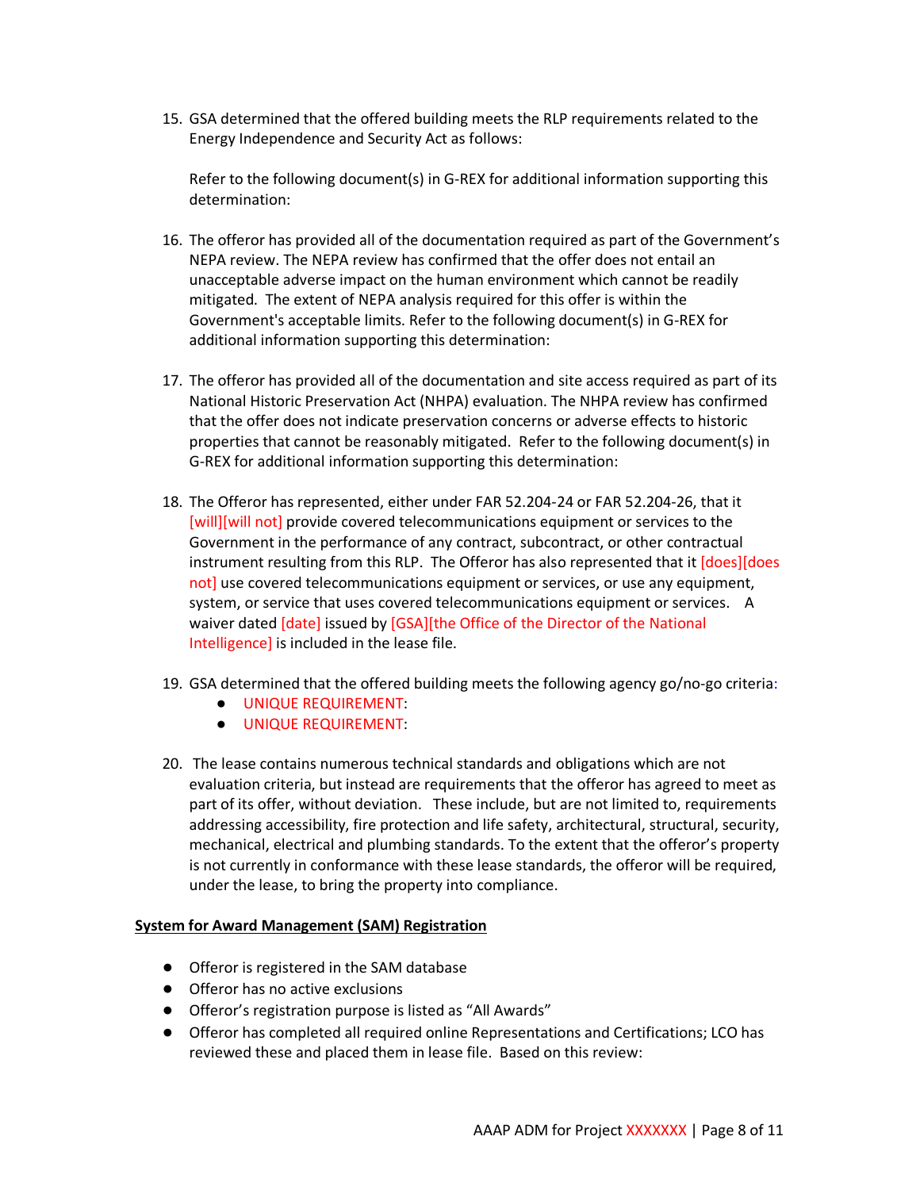15. GSA determined that the offered building meets the RLP requirements related to the Energy Independence and Security Act as follows:

    Refer to the following document(s) in G-REX for additional information supporting this determination:

16. The offeror has provided all of the documentation required as part of the Government's NEPA review. The NEPA review has confirmed that the offer does not entail an unacceptable adverse impact on the human environment which cannot be readily mitigated. The extent of NEPA analysis required for this offer is within the Government's acceptable limits. Refer to the following document(s) in G-REX for additional information supporting this determination:

17. The offeror has provided all of the documentation and site access required as part of its National Historic Preservation Act (NHPA) evaluation. The NHPA review has confirmed that the offer does not indicate preservation concerns or adverse effects to historic properties that cannot be reasonably mitigated. Refer to the following document(s) in G-REX for additional information supporting this determination:

18. The Offeror has represented, either under FAR 52.204-24 or FAR 52.204-26, that it [will][will not] provide covered telecommunications equipment or services to the Government in the performance of any contract, subcontract, or other contractual instrument resulting from this RLP. The Offeror has also represented that it [does][does not] use covered telecommunications equipment or services, or use any equipment, system, or service that uses covered telecommunications equipment or services. A waiver dated [date] issued by [GSA][the Office of the Director of the National Intelligence] is included in the lease file.

19. GSA determined that the offered building meets the following agency go/no-go criteria:
    - UNIQUE REQUIREMENT:
    - UNIQUE REQUIREMENT:

20. The lease contains numerous technical standards and obligations which are not evaluation criteria, but instead are requirements that the offeror has agreed to meet as part of its offer, without deviation. These include, but are not limited to, requirements addressing accessibility, fire protection and life safety, architectural, structural, security, mechanical, electrical and plumbing standards. To the extent that the offeror's property is not currently in conformance with these lease standards, the offeror will be required, under the lease, to bring the property into compliance.

**System for Award Management (SAM) Registration**

- Offeror is registered in the SAM database
- Offeror has no active exclusions
- Offeror's registration purpose is listed as "All Awards"
- Offeror has completed all required online Representations and Certifications; LCO has reviewed these and placed them in lease file. Based on this review: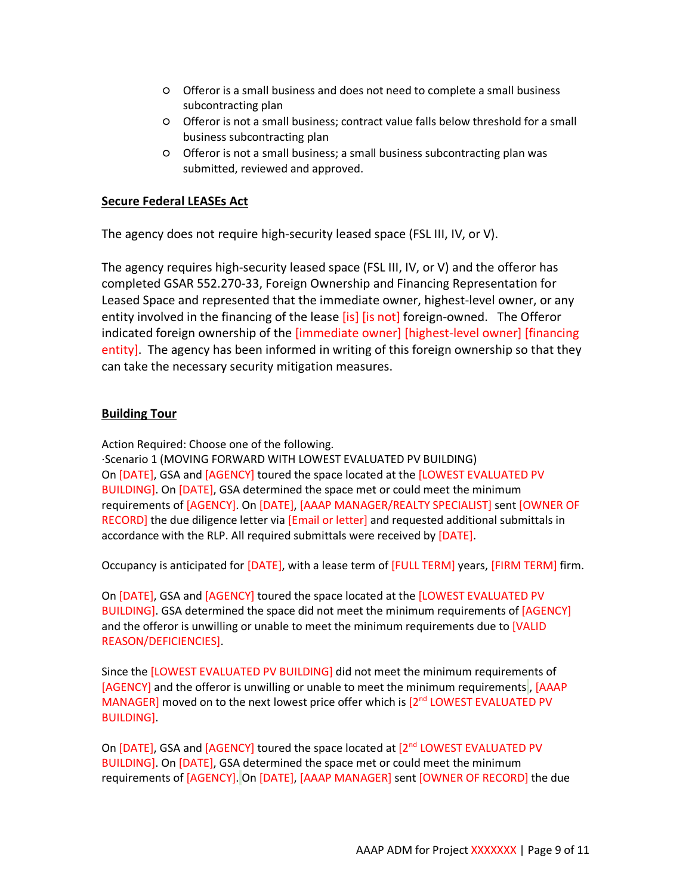- Offeror is a small business and does not need to complete a small business subcontracting plan
- Offeror is not a small business; contract value falls below threshold for a small business subcontracting plan
- Offeror is not a small business; a small business subcontracting plan was submitted, reviewed and approved.

**Secure Federal LEASEs Act**

The agency does not require high-security leased space (FSL III, IV, or V).

The agency requires high-security leased space (FSL III, IV, or V) and the offeror has completed GSAR 552.270-33, Foreign Ownership and Financing Representation for Leased Space and represented that the immediate owner, highest-level owner, or any entity involved in the financing of the lease [is] [is not] foreign-owned. The Offeror indicated foreign ownership of the [immediate owner] [highest-level owner] [financing entity]. The agency has been informed in writing of this foreign ownership so that they can take the necessary security mitigation measures.

**Building Tour**

Action Required: Choose one of the following.
·Scenario 1 (MOVING FORWARD WITH LOWEST EVALUATED PV BUILDING)
On [DATE], GSA and [AGENCY] toured the space located at the [LOWEST EVALUATED PV BUILDING]. On [DATE], GSA determined the space met or could meet the minimum requirements of [AGENCY]. On [DATE], [AAAP MANAGER/REALTY SPECIALIST] sent [OWNER OF RECORD] the due diligence letter via [Email or letter] and requested additional submittals in accordance with the RLP. All required submittals were received by [DATE].

Occupancy is anticipated for [DATE], with a lease term of [FULL TERM] years, [FIRM TERM] firm.

On [DATE], GSA and [AGENCY] toured the space located at the [LOWEST EVALUATED PV BUILDING]. GSA determined the space did not meet the minimum requirements of [AGENCY] and the offeror is unwilling or unable to meet the minimum requirements due to [VALID REASON/DEFICIENCIES].

Since the [LOWEST EVALUATED PV BUILDING] did not meet the minimum requirements of [AGENCY] and the offeror is unwilling or unable to meet the minimum requirements, [AAAP MANAGER] moved on to the next lowest price offer which is [2nd LOWEST EVALUATED PV BUILDING].

On [DATE], GSA and [AGENCY] toured the space located at [2nd LOWEST EVALUATED PV BUILDING]. On [DATE], GSA determined the space met or could meet the minimum requirements of [AGENCY]. On [DATE], [AAAP MANAGER] sent [OWNER OF RECORD] the due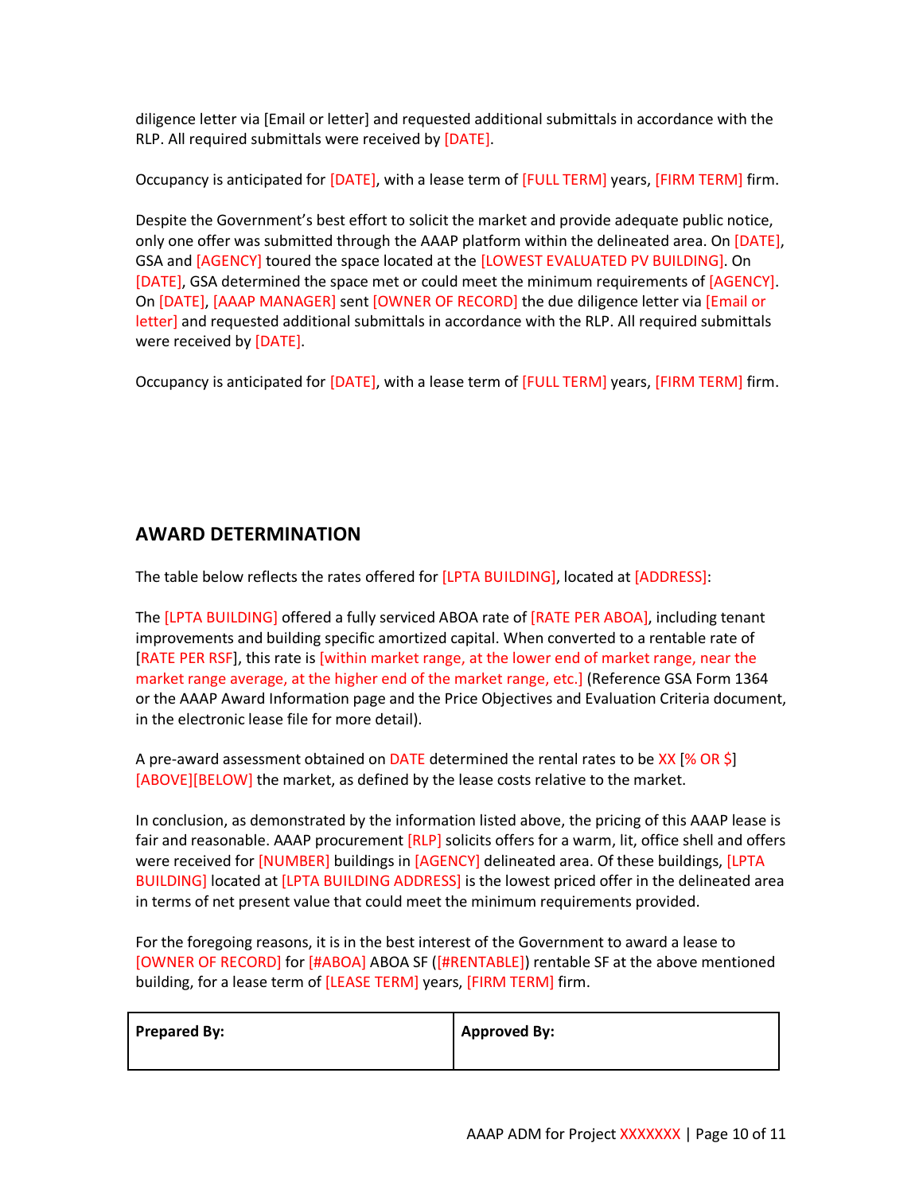diligence letter via [Email or letter] and requested additional submittals in accordance with the RLP. All required submittals were received by [DATE].

Occupancy is anticipated for [DATE], with a lease term of [FULL TERM] years, [FIRM TERM] firm.

Despite the Government's best effort to solicit the market and provide adequate public notice, only one offer was submitted through the AAAP platform within the delineated area. On [DATE], GSA and [AGENCY] toured the space located at the [LOWEST EVALUATED PV BUILDING]. On [DATE], GSA determined the space met or could meet the minimum requirements of [AGENCY]. On [DATE], [AAAP MANAGER] sent [OWNER OF RECORD] the due diligence letter via [Email or letter] and requested additional submittals in accordance with the RLP. All required submittals were received by [DATE].

Occupancy is anticipated for [DATE], with a lease term of [FULL TERM] years, [FIRM TERM] firm.

## AWARD DETERMINATION

The table below reflects the rates offered for [LPTA BUILDING], located at [ADDRESS]:

The [LPTA BUILDING] offered a fully serviced ABOA rate of [RATE PER ABOA], including tenant improvements and building specific amortized capital. When converted to a rentable rate of [RATE PER RSF], this rate is [within market range, at the lower end of market range, near the market range average, at the higher end of the market range, etc.] (Reference GSA Form 1364 or the AAAP Award Information page and the Price Objectives and Evaluation Criteria document, in the electronic lease file for more detail).

A pre-award assessment obtained on DATE determined the rental rates to be XX [% OR $] [ABOVE][BELOW] the market, as defined by the lease costs relative to the market.

In conclusion, as demonstrated by the information listed above, the pricing of this AAAP lease is fair and reasonable. AAAP procurement [RLP] solicits offers for a warm, lit, office shell and offers were received for [NUMBER] buildings in [AGENCY] delineated area. Of these buildings, [LPTA BUILDING] located at [LPTA BUILDING ADDRESS] is the lowest priced offer in the delineated area in terms of net present value that could meet the minimum requirements provided.

For the foregoing reasons, it is in the best interest of the Government to award a lease to [OWNER OF RECORD] for [#ABOA] ABOA SF ([#RENTABLE]) rentable SF at the above mentioned building, for a lease term of [LEASE TERM] years, [FIRM TERM] firm.

| **Prepared By:** | **Approved By:** |
|---|---|
| | |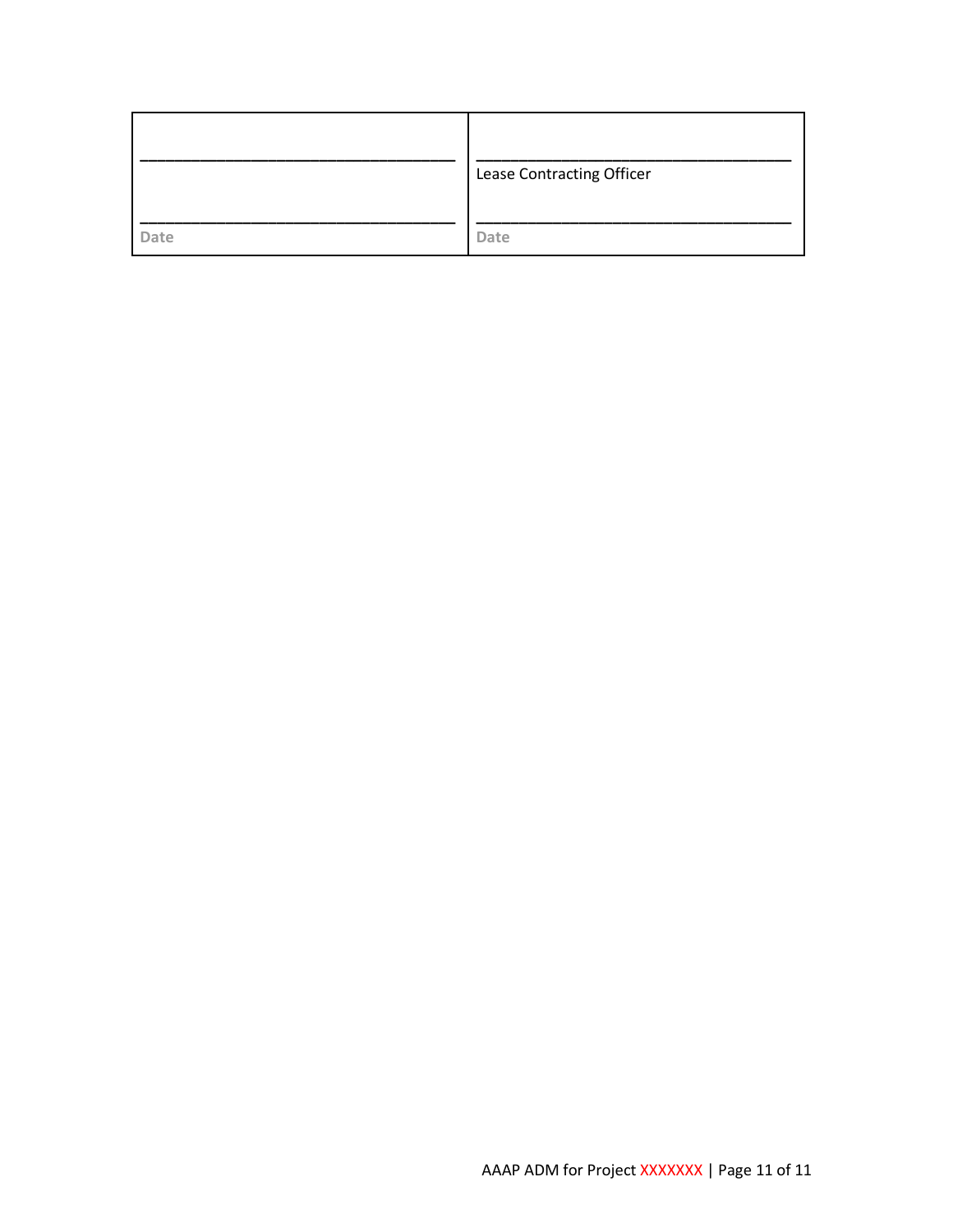| | |
|---|---|
| ________________________________ | ________________________________<br>Lease Contracting Officer |
| ________________________________<br>Date | ________________________________<br>Date |